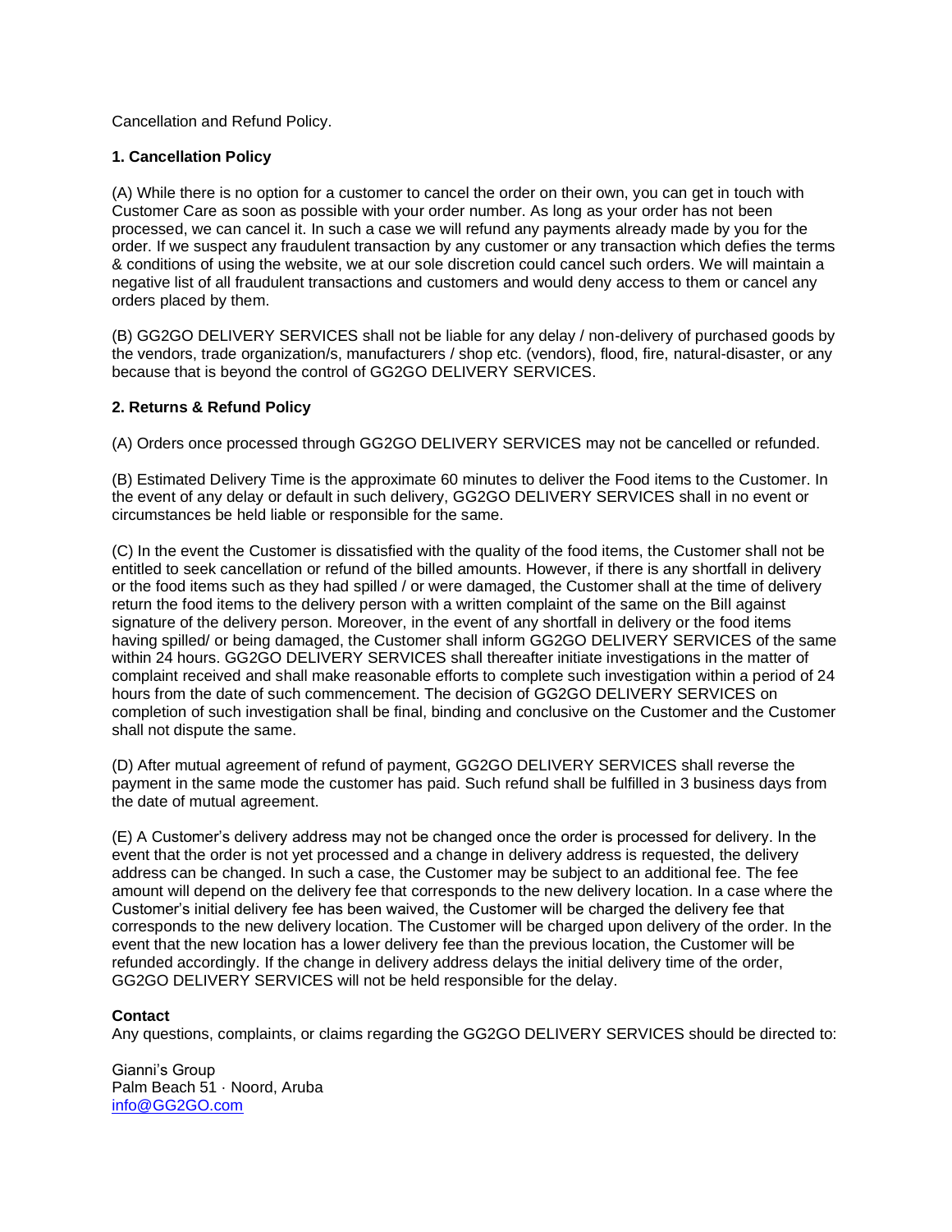Cancellation and Refund Policy.

**1. Cancellation Policy**

(A) While there is no option for a customer to cancel the order on their own, you can get in touch with Customer Care as soon as possible with your order number. As long as your order has not been processed, we can cancel it. In such a case we will refund any payments already made by you for the order. If we suspect any fraudulent transaction by any customer or any transaction which defies the terms & conditions of using the website, we at our sole discretion could cancel such orders. We will maintain a negative list of all fraudulent transactions and customers and would deny access to them or cancel any orders placed by them.

(B) GG2GO DELIVERY SERVICES shall not be liable for any delay / non-delivery of purchased goods by the vendors, trade organization/s, manufacturers / shop etc. (vendors), flood, fire, natural-disaster, or any because that is beyond the control of GG2GO DELIVERY SERVICES.

**2. Returns & Refund Policy**

(A) Orders once processed through GG2GO DELIVERY SERVICES may not be cancelled or refunded.

(B) Estimated Delivery Time is the approximate 60 minutes to deliver the Food items to the Customer. In the event of any delay or default in such delivery, GG2GO DELIVERY SERVICES shall in no event or circumstances be held liable or responsible for the same.

(C) In the event the Customer is dissatisfied with the quality of the food items, the Customer shall not be entitled to seek cancellation or refund of the billed amounts. However, if there is any shortfall in delivery or the food items such as they had spilled / or were damaged, the Customer shall at the time of delivery return the food items to the delivery person with a written complaint of the same on the Bill against signature of the delivery person. Moreover, in the event of any shortfall in delivery or the food items having spilled/ or being damaged, the Customer shall inform GG2GO DELIVERY SERVICES of the same within 24 hours. GG2GO DELIVERY SERVICES shall thereafter initiate investigations in the matter of complaint received and shall make reasonable efforts to complete such investigation within a period of 24 hours from the date of such commencement. The decision of GG2GO DELIVERY SERVICES on completion of such investigation shall be final, binding and conclusive on the Customer and the Customer shall not dispute the same.

(D) After mutual agreement of refund of payment, GG2GO DELIVERY SERVICES shall reverse the payment in the same mode the customer has paid. Such refund shall be fulfilled in 3 business days from the date of mutual agreement.

(E) A Customer's delivery address may not be changed once the order is processed for delivery. In the event that the order is not yet processed and a change in delivery address is requested, the delivery address can be changed. In such a case, the Customer may be subject to an additional fee. The fee amount will depend on the delivery fee that corresponds to the new delivery location. In a case where the Customer's initial delivery fee has been waived, the Customer will be charged the delivery fee that corresponds to the new delivery location. The Customer will be charged upon delivery of the order. In the event that the new location has a lower delivery fee than the previous location, the Customer will be refunded accordingly. If the change in delivery address delays the initial delivery time of the order, GG2GO DELIVERY SERVICES will not be held responsible for the delay.

**Contact**

Any questions, complaints, or claims regarding the GG2GO DELIVERY SERVICES should be directed to:

Gianni's Group
Palm Beach 51 · Noord, Aruba
info@GG2GO.com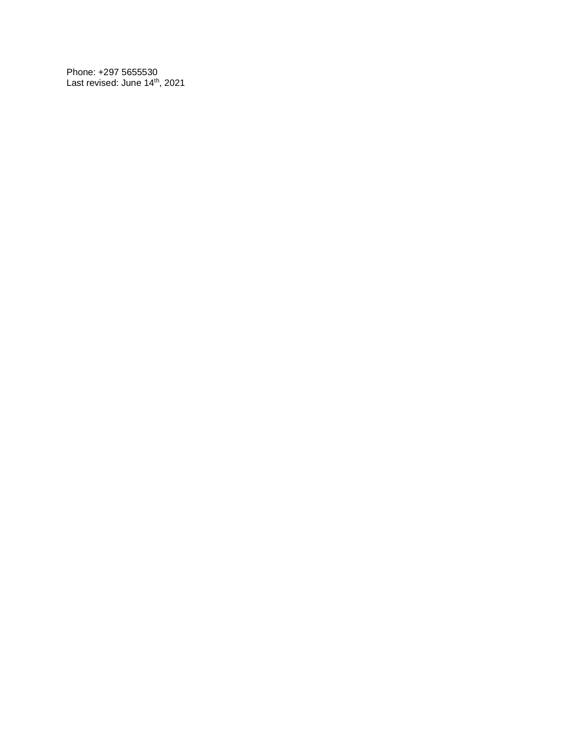Phone: +297 5655530
Last revised: June 14th, 2021